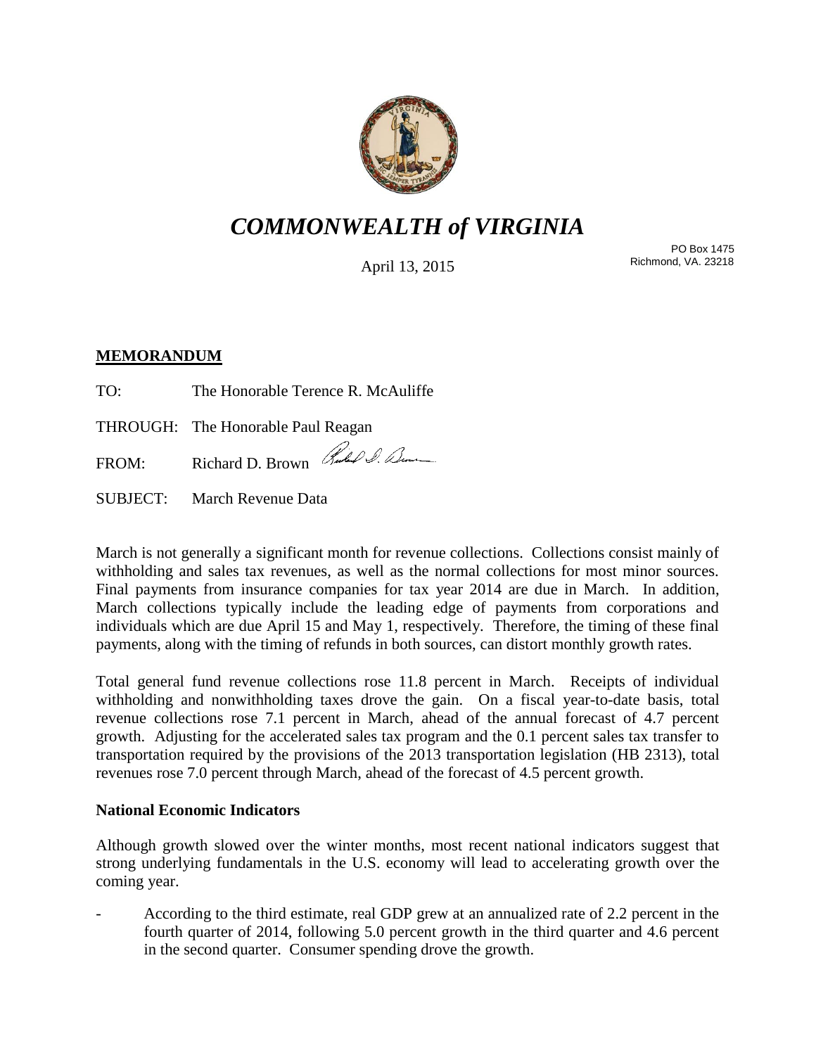# *COMMONWEALTH of VIRGINIA*

April 13, 2015

PO Box 1475
Richmond, VA. 23218

**MEMORANDUM**

TO: The Honorable Terence R. McAuliffe

THROUGH: The Honorable Paul Reagan

FROM: Richard D. Brown

SUBJECT: March Revenue Data

March is not generally a significant month for revenue collections. Collections consist mainly of withholding and sales tax revenues, as well as the normal collections for most minor sources. Final payments from insurance companies for tax year 2014 are due in March. In addition, March collections typically include the leading edge of payments from corporations and individuals which are due April 15 and May 1, respectively. Therefore, the timing of these final payments, along with the timing of refunds in both sources, can distort monthly growth rates.

Total general fund revenue collections rose 11.8 percent in March. Receipts of individual withholding and nonwithholding taxes drove the gain. On a fiscal year-to-date basis, total revenue collections rose 7.1 percent in March, ahead of the annual forecast of 4.7 percent growth. Adjusting for the accelerated sales tax program and the 0.1 percent sales tax transfer to transportation required by the provisions of the 2013 transportation legislation (HB 2313), total revenues rose 7.0 percent through March, ahead of the forecast of 4.5 percent growth.

**National Economic Indicators**

Although growth slowed over the winter months, most recent national indicators suggest that strong underlying fundamentals in the U.S. economy will lead to accelerating growth over the coming year.

- According to the third estimate, real GDP grew at an annualized rate of 2.2 percent in the fourth quarter of 2014, following 5.0 percent growth in the third quarter and 4.6 percent in the second quarter. Consumer spending drove the growth.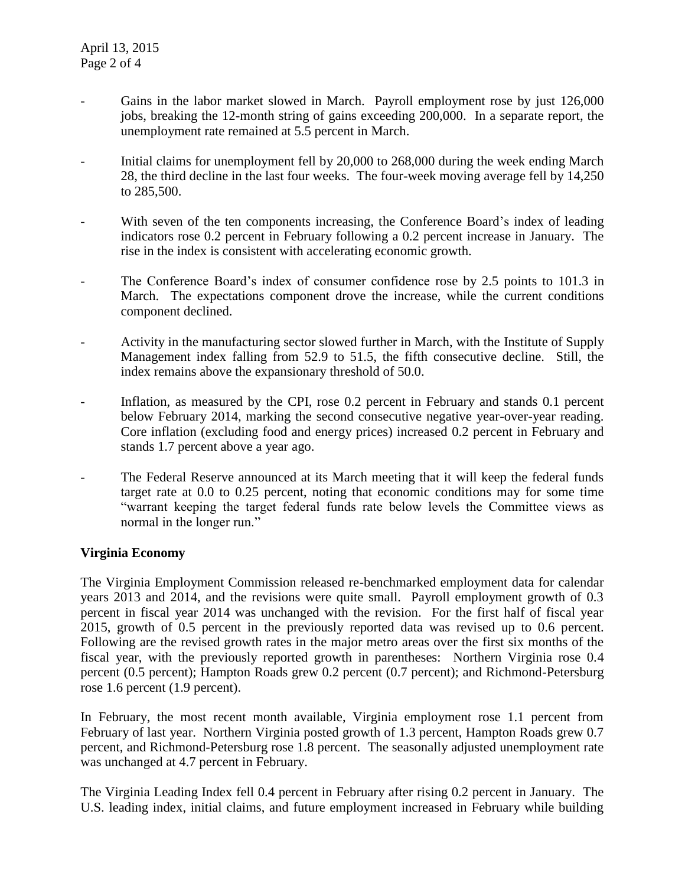- Gains in the labor market slowed in March. Payroll employment rose by just 126,000 jobs, breaking the 12-month string of gains exceeding 200,000. In a separate report, the unemployment rate remained at 5.5 percent in March.

- Initial claims for unemployment fell by 20,000 to 268,000 during the week ending March 28, the third decline in the last four weeks. The four-week moving average fell by 14,250 to 285,500.

- With seven of the ten components increasing, the Conference Board's index of leading indicators rose 0.2 percent in February following a 0.2 percent increase in January. The rise in the index is consistent with accelerating economic growth.

- The Conference Board's index of consumer confidence rose by 2.5 points to 101.3 in March. The expectations component drove the increase, while the current conditions component declined.

- Activity in the manufacturing sector slowed further in March, with the Institute of Supply Management index falling from 52.9 to 51.5, the fifth consecutive decline. Still, the index remains above the expansionary threshold of 50.0.

- Inflation, as measured by the CPI, rose 0.2 percent in February and stands 0.1 percent below February 2014, marking the second consecutive negative year-over-year reading. Core inflation (excluding food and energy prices) increased 0.2 percent in February and stands 1.7 percent above a year ago.

- The Federal Reserve announced at its March meeting that it will keep the federal funds target rate at 0.0 to 0.25 percent, noting that economic conditions may for some time "warrant keeping the target federal funds rate below levels the Committee views as normal in the longer run."

**Virginia Economy**

The Virginia Employment Commission released re-benchmarked employment data for calendar years 2013 and 2014, and the revisions were quite small. Payroll employment growth of 0.3 percent in fiscal year 2014 was unchanged with the revision. For the first half of fiscal year 2015, growth of 0.5 percent in the previously reported data was revised up to 0.6 percent. Following are the revised growth rates in the major metro areas over the first six months of the fiscal year, with the previously reported growth in parentheses: Northern Virginia rose 0.4 percent (0.5 percent); Hampton Roads grew 0.2 percent (0.7 percent); and Richmond-Petersburg rose 1.6 percent (1.9 percent).

In February, the most recent month available, Virginia employment rose 1.1 percent from February of last year. Northern Virginia posted growth of 1.3 percent, Hampton Roads grew 0.7 percent, and Richmond-Petersburg rose 1.8 percent. The seasonally adjusted unemployment rate was unchanged at 4.7 percent in February.

The Virginia Leading Index fell 0.4 percent in February after rising 0.2 percent in January. The U.S. leading index, initial claims, and future employment increased in February while building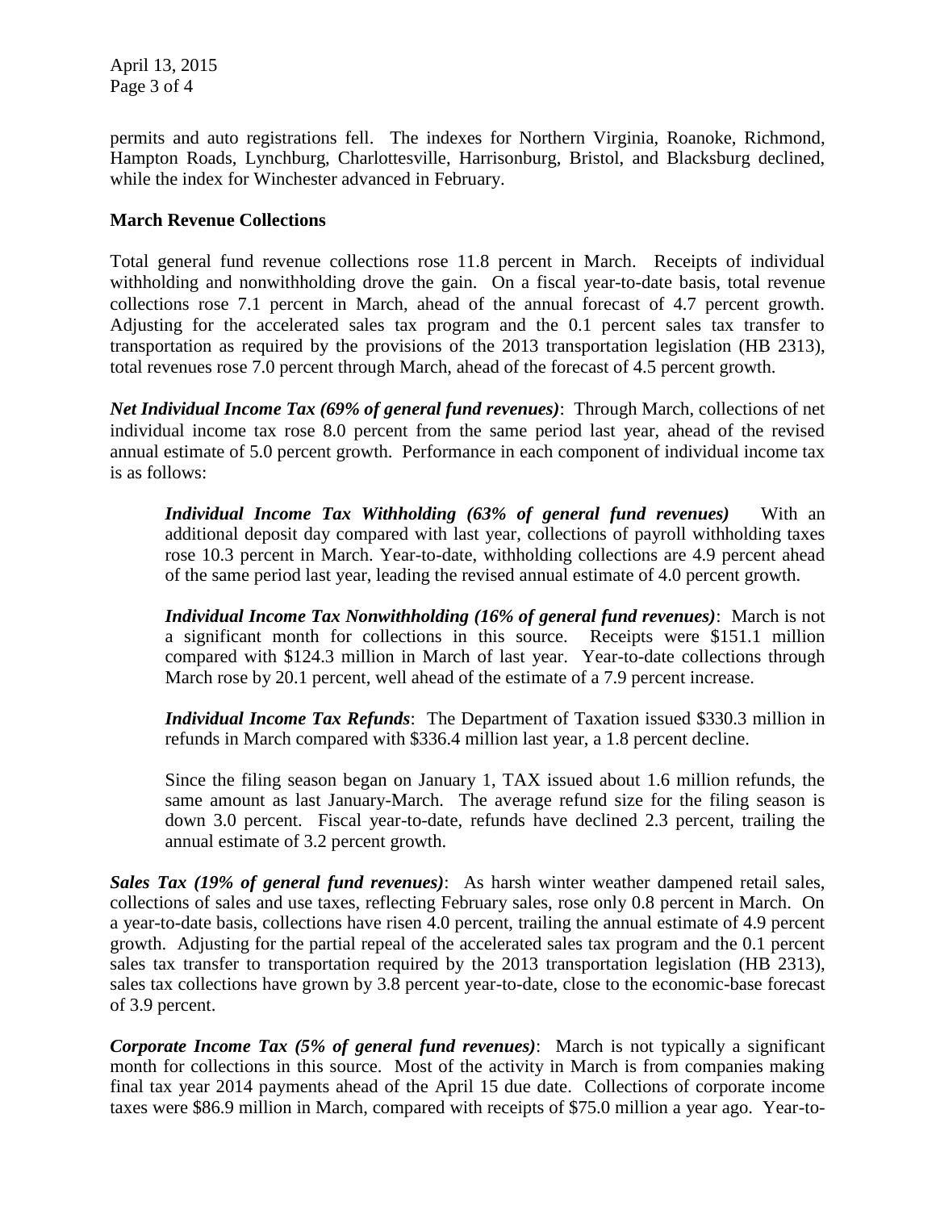permits and auto registrations fell. The indexes for Northern Virginia, Roanoke, Richmond, Hampton Roads, Lynchburg, Charlottesville, Harrisonburg, Bristol, and Blacksburg declined, while the index for Winchester advanced in February.

**March Revenue Collections**

Total general fund revenue collections rose 11.8 percent in March. Receipts of individual withholding and nonwithholding drove the gain. On a fiscal year-to-date basis, total revenue collections rose 7.1 percent in March, ahead of the annual forecast of 4.7 percent growth. Adjusting for the accelerated sales tax program and the 0.1 percent sales tax transfer to transportation as required by the provisions of the 2013 transportation legislation (HB 2313), total revenues rose 7.0 percent through March, ahead of the forecast of 4.5 percent growth.

***Net Individual Income Tax (69% of general fund revenues)***: Through March, collections of net individual income tax rose 8.0 percent from the same period last year, ahead of the revised annual estimate of 5.0 percent growth. Performance in each component of individual income tax is as follows:

> ***Individual Income Tax Withholding (63% of general fund revenues)*** With an additional deposit day compared with last year, collections of payroll withholding taxes rose 10.3 percent in March. Year-to-date, withholding collections are 4.9 percent ahead of the same period last year, leading the revised annual estimate of 4.0 percent growth.
>
> ***Individual Income Tax Nonwithholding (16% of general fund revenues)***: March is not a significant month for collections in this source. Receipts were $151.1 million compared with $124.3 million in March of last year. Year-to-date collections through March rose by 20.1 percent, well ahead of the estimate of a 7.9 percent increase.
>
> ***Individual Income Tax Refunds***: The Department of Taxation issued $330.3 million in refunds in March compared with $336.4 million last year, a 1.8 percent decline.
>
> Since the filing season began on January 1, TAX issued about 1.6 million refunds, the same amount as last January-March. The average refund size for the filing season is down 3.0 percent. Fiscal year-to-date, refunds have declined 2.3 percent, trailing the annual estimate of 3.2 percent growth.

***Sales Tax (19% of general fund revenues)***: As harsh winter weather dampened retail sales, collections of sales and use taxes, reflecting February sales, rose only 0.8 percent in March. On a year-to-date basis, collections have risen 4.0 percent, trailing the annual estimate of 4.9 percent growth. Adjusting for the partial repeal of the accelerated sales tax program and the 0.1 percent sales tax transfer to transportation required by the 2013 transportation legislation (HB 2313), sales tax collections have grown by 3.8 percent year-to-date, close to the economic-base forecast of 3.9 percent.

***Corporate Income Tax (5% of general fund revenues)***: March is not typically a significant month for collections in this source. Most of the activity in March is from companies making final tax year 2014 payments ahead of the April 15 due date. Collections of corporate income taxes were $86.9 million in March, compared with receipts of $75.0 million a year ago. Year-to-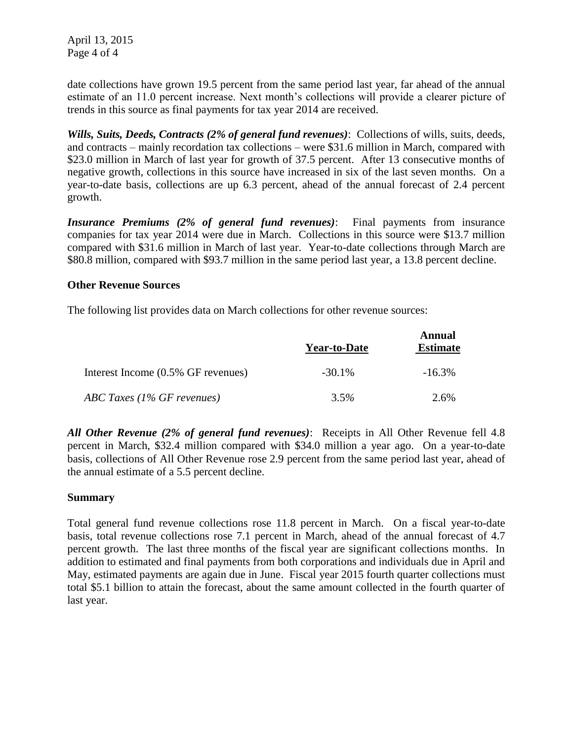date collections have grown 19.5 percent from the same period last year, far ahead of the annual estimate of an 11.0 percent increase. Next month's collections will provide a clearer picture of trends in this source as final payments for tax year 2014 are received.

***Wills, Suits, Deeds, Contracts (2% of general fund revenues)***: Collections of wills, suits, deeds, and contracts – mainly recordation tax collections – were $31.6 million in March, compared with $23.0 million in March of last year for growth of 37.5 percent. After 13 consecutive months of negative growth, collections in this source have increased in six of the last seven months. On a year-to-date basis, collections are up 6.3 percent, ahead of the annual forecast of 2.4 percent growth.

***Insurance Premiums (2% of general fund revenues)***: Final payments from insurance companies for tax year 2014 were due in March. Collections in this source were $13.7 million compared with $31.6 million in March of last year. Year-to-date collections through March are $80.8 million, compared with $93.7 million in the same period last year, a 13.8 percent decline.

**Other Revenue Sources**

The following list provides data on March collections for other revenue sources:

| | Year-to-Date | Annual Estimate |
|---|---|---|
| Interest Income (0.5% GF revenues) | -30.1% | -16.3% |
| *ABC Taxes (1% GF revenues)* | 3.5% | 2.6% |

***All Other Revenue (2% of general fund revenues)***: Receipts in All Other Revenue fell 4.8 percent in March, $32.4 million compared with $34.0 million a year ago. On a year-to-date basis, collections of All Other Revenue rose 2.9 percent from the same period last year, ahead of the annual estimate of a 5.5 percent decline.

**Summary**

Total general fund revenue collections rose 11.8 percent in March. On a fiscal year-to-date basis, total revenue collections rose 7.1 percent in March, ahead of the annual forecast of 4.7 percent growth. The last three months of the fiscal year are significant collections months. In addition to estimated and final payments from both corporations and individuals due in April and May, estimated payments are again due in June. Fiscal year 2015 fourth quarter collections must total $5.1 billion to attain the forecast, about the same amount collected in the fourth quarter of last year.